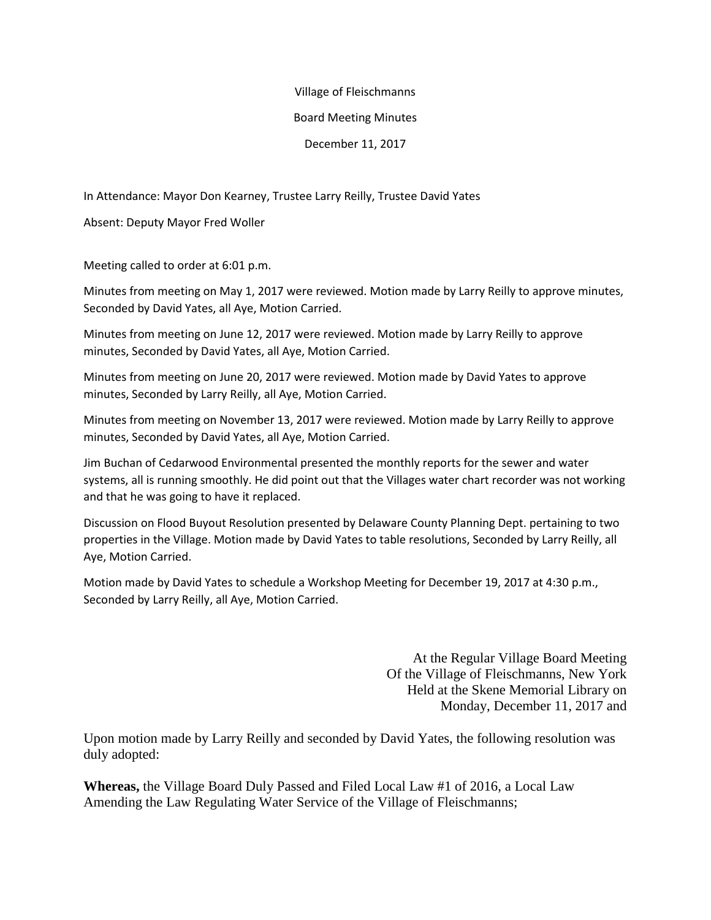Village of Fleischmanns

Board Meeting Minutes

December 11, 2017

In Attendance: Mayor Don Kearney, Trustee Larry Reilly, Trustee David Yates

Absent: Deputy Mayor Fred Woller

Meeting called to order at 6:01 p.m.

Minutes from meeting on May 1, 2017 were reviewed. Motion made by Larry Reilly to approve minutes, Seconded by David Yates, all Aye, Motion Carried.

Minutes from meeting on June 12, 2017 were reviewed. Motion made by Larry Reilly to approve minutes, Seconded by David Yates, all Aye, Motion Carried.

Minutes from meeting on June 20, 2017 were reviewed. Motion made by David Yates to approve minutes, Seconded by Larry Reilly, all Aye, Motion Carried.

Minutes from meeting on November 13, 2017 were reviewed. Motion made by Larry Reilly to approve minutes, Seconded by David Yates, all Aye, Motion Carried.

Jim Buchan of Cedarwood Environmental presented the monthly reports for the sewer and water systems, all is running smoothly. He did point out that the Villages water chart recorder was not working and that he was going to have it replaced.

Discussion on Flood Buyout Resolution presented by Delaware County Planning Dept. pertaining to two properties in the Village. Motion made by David Yates to table resolutions, Seconded by Larry Reilly, all Aye, Motion Carried.

Motion made by David Yates to schedule a Workshop Meeting for December 19, 2017 at 4:30 p.m., Seconded by Larry Reilly, all Aye, Motion Carried.

At the Regular Village Board Meeting
Of the Village of Fleischmanns, New York
Held at the Skene Memorial Library on
Monday, December 11, 2017 and

Upon motion made by Larry Reilly and seconded by David Yates, the following resolution was duly adopted:

**Whereas,** the Village Board Duly Passed and Filed Local Law #1 of 2016, a Local Law Amending the Law Regulating Water Service of the Village of Fleischmanns;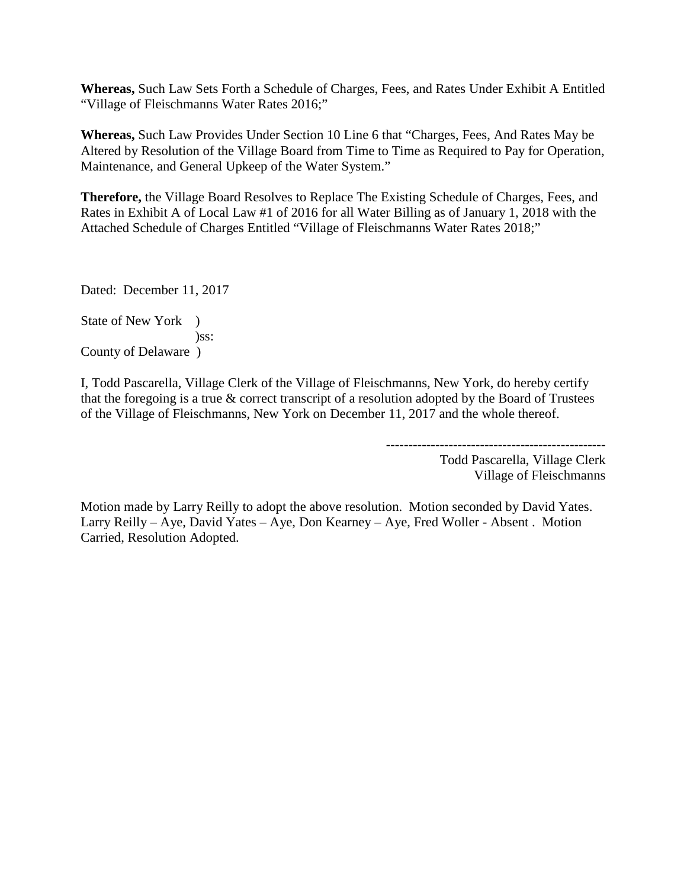**Whereas,** Such Law Sets Forth a Schedule of Charges, Fees, and Rates Under Exhibit A Entitled "Village of Fleischmanns Water Rates 2016;"

**Whereas,** Such Law Provides Under Section 10 Line 6 that "Charges, Fees, And Rates May be Altered by Resolution of the Village Board from Time to Time as Required to Pay for Operation, Maintenance, and General Upkeep of the Water System."

**Therefore,** the Village Board Resolves to Replace The Existing Schedule of Charges, Fees, and Rates in Exhibit A of Local Law #1 of 2016 for all Water Billing as of January 1, 2018 with the Attached Schedule of Charges Entitled "Village of Fleischmanns Water Rates 2018;"

Dated: December 11, 2017

State of New York )
)ss:
County of Delaware )

I, Todd Pascarella, Village Clerk of the Village of Fleischmanns, New York, do hereby certify that the foregoing is a true & correct transcript of a resolution adopted by the Board of Trustees of the Village of Fleischmanns, New York on December 11, 2017 and the whole thereof.

-------------------------------------------------
Todd Pascarella, Village Clerk
Village of Fleischmanns

Motion made by Larry Reilly to adopt the above resolution. Motion seconded by David Yates. Larry Reilly – Aye, David Yates – Aye, Don Kearney – Aye, Fred Woller - Absent . Motion Carried, Resolution Adopted.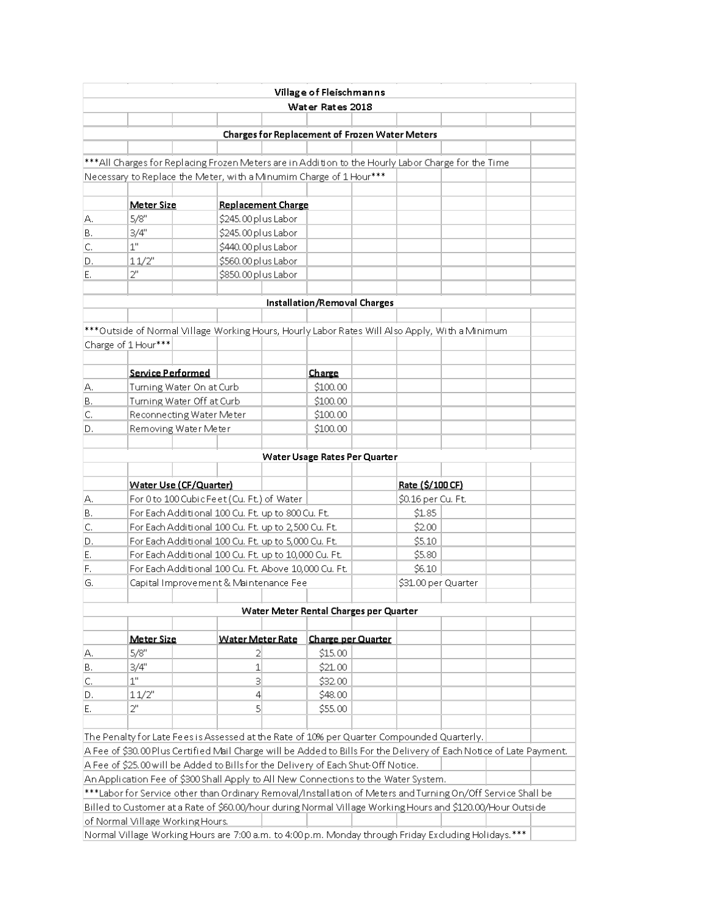# Village of Fleischmanns

## Water Rates 2018

### Charges for Replacement of Frozen Water Meters

***All Charges for Replacing Frozen Meters are in Addition to the Hourly Labor Charge for the Time Necessary to Replace the Meter, with a Minumim Charge of 1 Hour***

| | Meter Size | Replacement Charge |
|---|---|---|
| A. | 5/8" | $245.00 plus Labor |
| B. | 3/4" | $245.00 plus Labor |
| C. | 1" | $440.00 plus Labor |
| D. | 1 1/2" | $560.00 plus Labor |
| E. | 2" | $850.00 plus Labor |

### Installation/Removal Charges

***Outside of Normal Village Working Hours, Hourly Labor Rates Will Also Apply, With a Minimum Charge of 1 Hour***

| | Service Performed | Charge |
|---|---|---|
| A. | Turning Water On at Curb | $100.00 |
| B. | Turning Water Off at Curb | $100.00 |
| C. | Reconnecting Water Meter | $100.00 |
| D. | Removing Water Meter | $100.00 |

### Water Usage Rates Per Quarter

| | Water Use (CF/Quarter) | Rate ($/100 CF) |
|---|---|---|
| A. | For 0 to 100 Cubic Feet (Cu. Ft.) of Water | $0.16 per Cu. Ft. |
| B. | For Each Additional 100 Cu. Ft. up to 800 Cu. Ft. | $1.85 |
| C. | For Each Additional 100 Cu. Ft. up to 2,500 Cu. Ft. | $2.00 |
| D. | For Each Additional 100 Cu. Ft. up to 5,000 Cu. Ft. | $5.10 |
| E. | For Each Additional 100 Cu. Ft. up to 10,000 Cu. Ft. | $5.80 |
| F. | For Each Additional 100 Cu. Ft. Above 10,000 Cu. Ft. | $6.10 |
| G. | Capital Improvement & Maintenance Fee | $31.00 per Quarter |

### Water Meter Rental Charges per Quarter

| | Meter Size | Water Meter Rate | Charge per Quarter |
|---|---|---|---|
| A. | 5/8" | 2 | $15.00 |
| B. | 3/4" | 1 | $21.00 |
| C. | 1" | 3 | $32.00 |
| D. | 1 1/2" | 4 | $48.00 |
| E. | 2" | 5 | $55.00 |

The Penalty for Late Fees is Assessed at the Rate of 10% per Quarter Compounded Quarterly.

A Fee of $30.00 Plus Certified Mail Charge will be Added to Bills For the Delivery of Each Notice of Late Payment.

A Fee of $25.00 will be Added to Bills for the Delivery of Each Shut-Off Notice.

An Application Fee of $300 Shall Apply to All New Connections to the Water System.

***Labor for Service other than Ordinary Removal/Installation of Meters and Turning On/Off Service Shall be Billed to Customer at a Rate of $60.00/hour during Normal Village Working Hours and $120.00/Hour Outside of Normal Village Working Hours.

Normal Village Working Hours are 7:00 a.m. to 4:00 p.m. Monday through Friday Excluding Holidays.***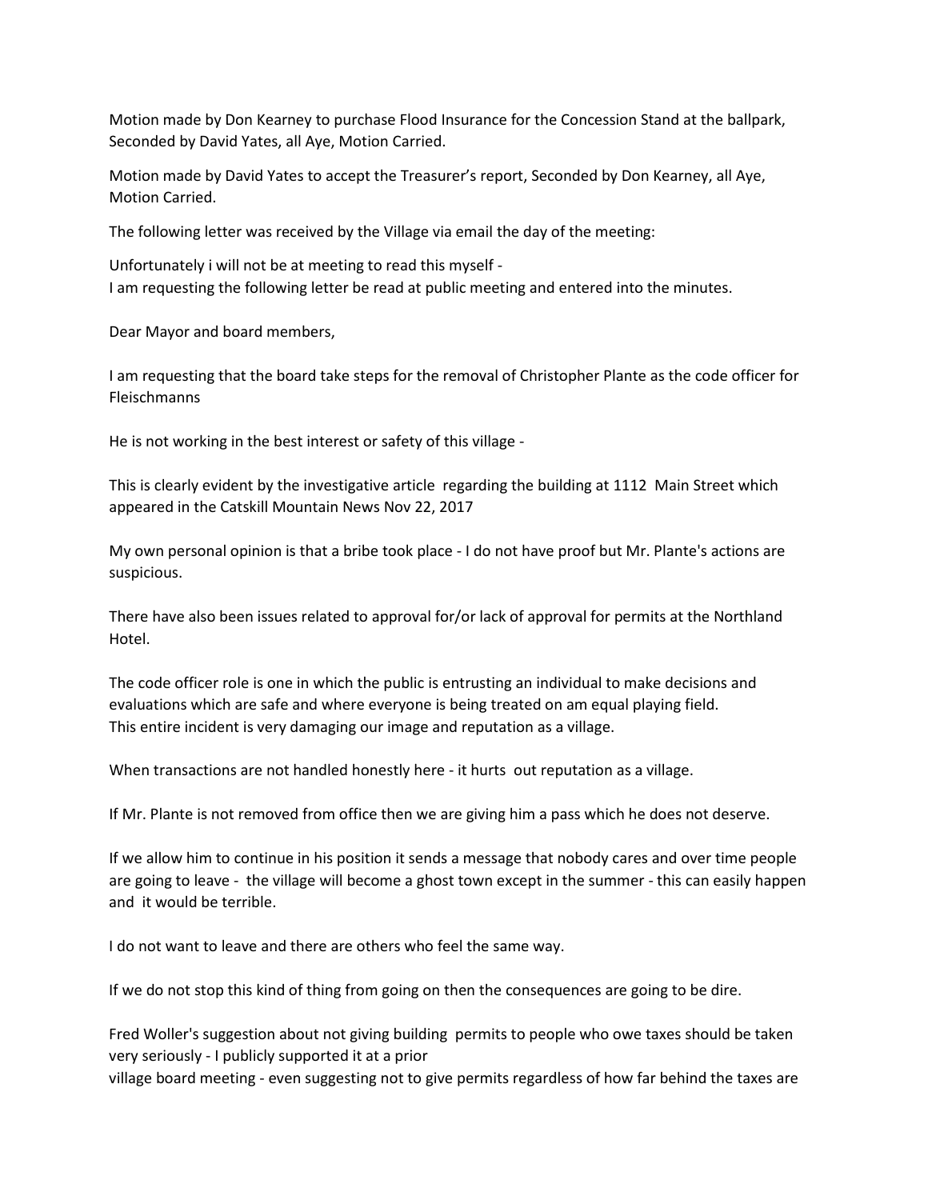Motion made by Don Kearney to purchase Flood Insurance for the Concession Stand at the ballpark, Seconded by David Yates, all Aye, Motion Carried.

Motion made by David Yates to accept the Treasurer's report, Seconded by Don Kearney, all Aye, Motion Carried.

The following letter was received by the Village via email the day of the meeting:

Unfortunately i will not be at meeting to read this myself -
I am requesting the following letter be read at public meeting and entered into the minutes.

Dear Mayor and board members,

I am requesting that the board take steps for the removal of Christopher Plante as the code officer for Fleischmanns

He is not working in the best interest or safety of this village -

This is clearly evident by the investigative article regarding the building at 1112 Main Street which appeared in the Catskill Mountain News Nov 22, 2017

My own personal opinion is that a bribe took place - I do not have proof but Mr. Plante's actions are suspicious.

There have also been issues related to approval for/or lack of approval for permits at the Northland Hotel.

The code officer role is one in which the public is entrusting an individual to make decisions and evaluations which are safe and where everyone is being treated on am equal playing field.
This entire incident is very damaging our image and reputation as a village.

When transactions are not handled honestly here - it hurts out reputation as a village.

If Mr. Plante is not removed from office then we are giving him a pass which he does not deserve.

If we allow him to continue in his position it sends a message that nobody cares and over time people are going to leave - the village will become a ghost town except in the summer - this can easily happen and it would be terrible.

I do not want to leave and there are others who feel the same way.

If we do not stop this kind of thing from going on then the consequences are going to be dire.

Fred Woller's suggestion about not giving building permits to people who owe taxes should be taken very seriously - I publicly supported it at a prior
village board meeting - even suggesting not to give permits regardless of how far behind the taxes are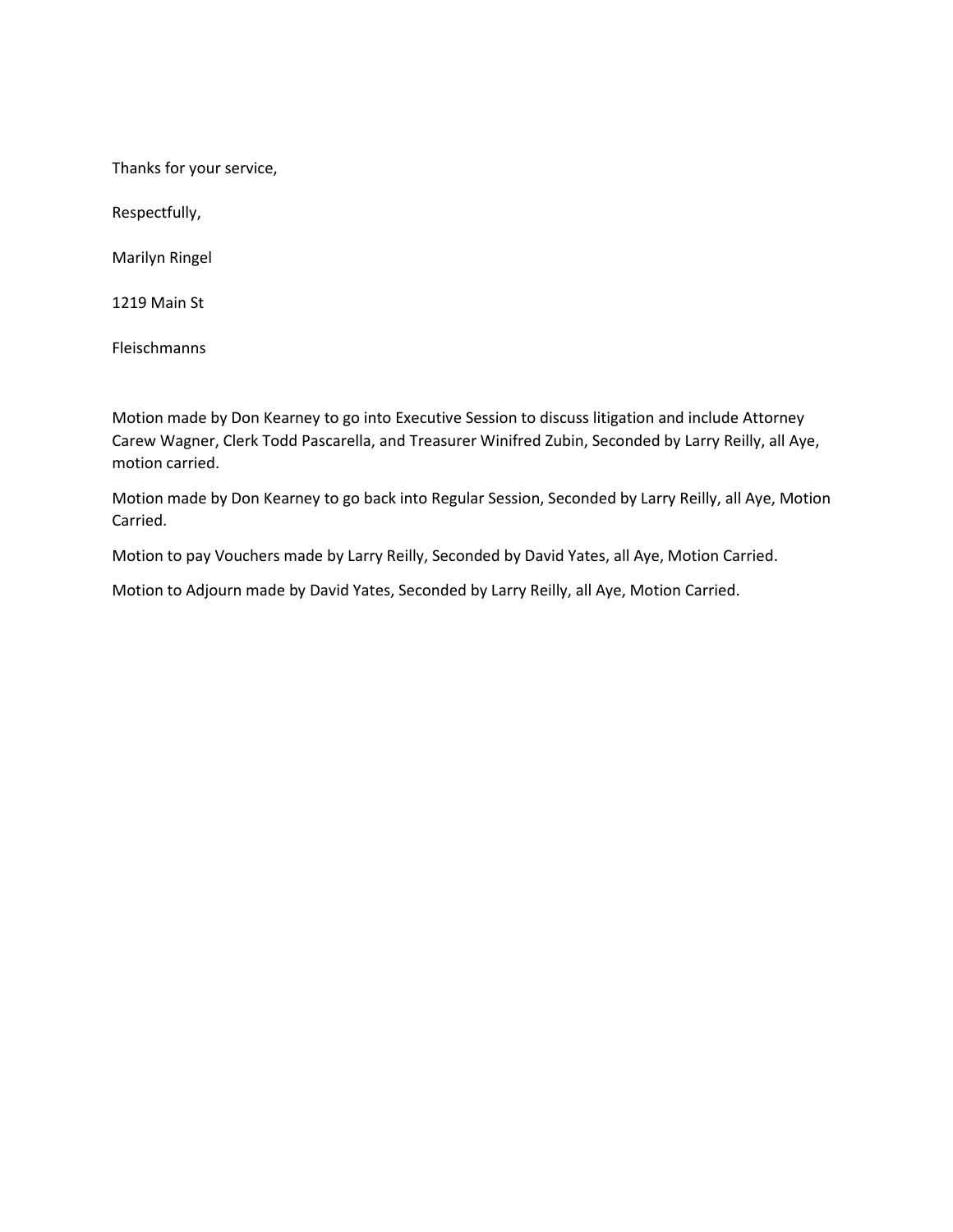Thanks for your service,

Respectfully,

Marilyn Ringel

1219 Main St

Fleischmanns

Motion made by Don Kearney to go into Executive Session to discuss litigation and include Attorney Carew Wagner, Clerk Todd Pascarella, and Treasurer Winifred Zubin, Seconded by Larry Reilly, all Aye, motion carried.

Motion made by Don Kearney to go back into Regular Session, Seconded by Larry Reilly, all Aye, Motion Carried.

Motion to pay Vouchers made by Larry Reilly, Seconded by David Yates, all Aye, Motion Carried.

Motion to Adjourn made by David Yates, Seconded by Larry Reilly, all Aye, Motion Carried.